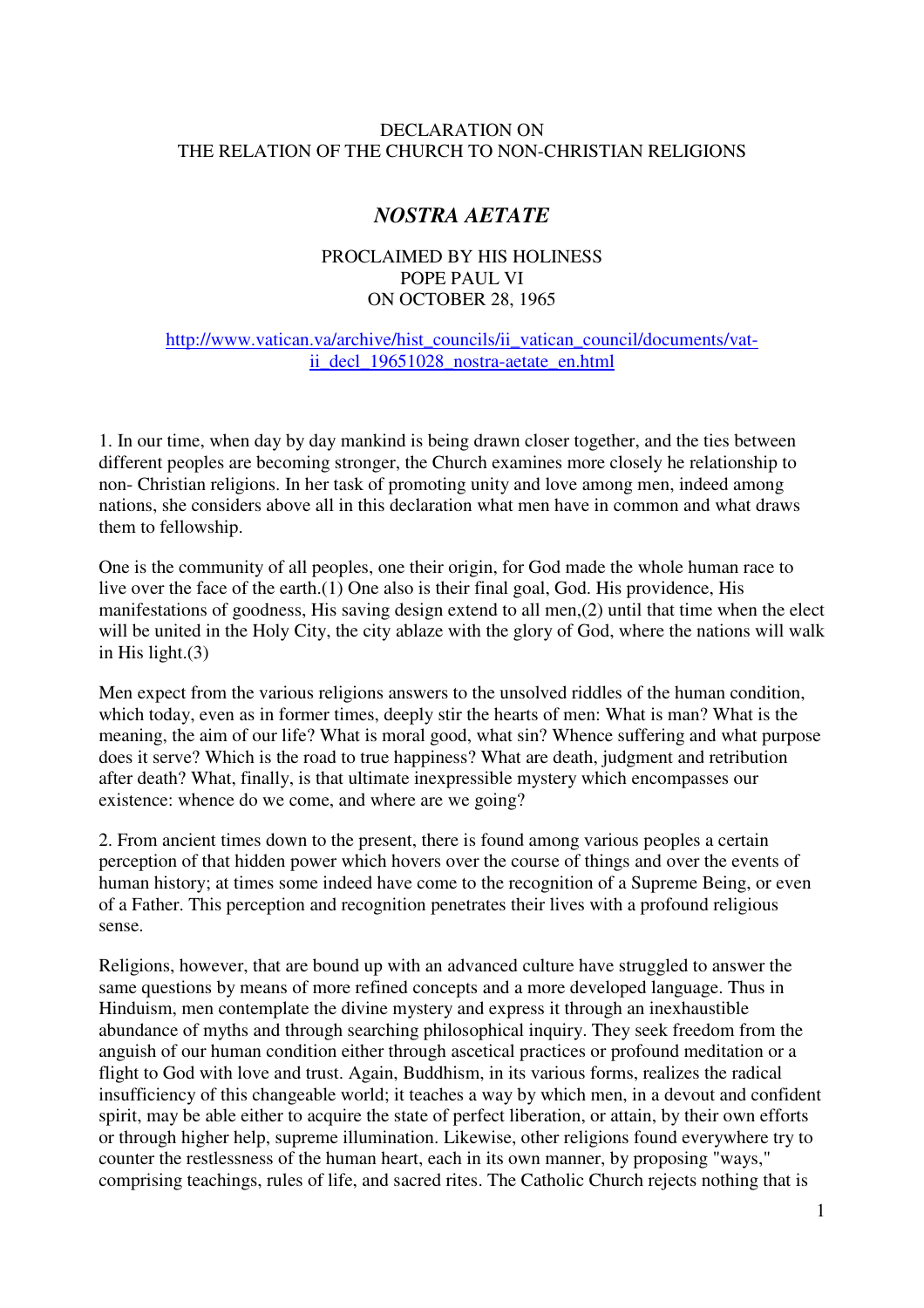DECLARATION ON
THE RELATION OF THE CHURCH TO NON-CHRISTIAN RELIGIONS

# *NOSTRA AETATE*

PROCLAIMED BY HIS HOLINESS
POPE PAUL VI
ON OCTOBER 28, 1965

[http://www.vatican.va/archive/hist_councils/ii_vatican_council/documents/vat-ii_decl_19651028_nostra-aetate_en.html](http://www.vatican.va/archive/hist_councils/ii_vatican_council/documents/vat-ii_decl_19651028_nostra-aetate_en.html)

1. In our time, when day by day mankind is being drawn closer together, and the ties between different peoples are becoming stronger, the Church examines more closely he relationship to non- Christian religions. In her task of promoting unity and love among men, indeed among nations, she considers above all in this declaration what men have in common and what draws them to fellowship.

One is the community of all peoples, one their origin, for God made the whole human race to live over the face of the earth.(1) One also is their final goal, God. His providence, His manifestations of goodness, His saving design extend to all men,(2) until that time when the elect will be united in the Holy City, the city ablaze with the glory of God, where the nations will walk in His light.(3)

Men expect from the various religions answers to the unsolved riddles of the human condition, which today, even as in former times, deeply stir the hearts of men: What is man? What is the meaning, the aim of our life? What is moral good, what sin? Whence suffering and what purpose does it serve? Which is the road to true happiness? What are death, judgment and retribution after death? What, finally, is that ultimate inexpressible mystery which encompasses our existence: whence do we come, and where are we going?

2. From ancient times down to the present, there is found among various peoples a certain perception of that hidden power which hovers over the course of things and over the events of human history; at times some indeed have come to the recognition of a Supreme Being, or even of a Father. This perception and recognition penetrates their lives with a profound religious sense.

Religions, however, that are bound up with an advanced culture have struggled to answer the same questions by means of more refined concepts and a more developed language. Thus in Hinduism, men contemplate the divine mystery and express it through an inexhaustible abundance of myths and through searching philosophical inquiry. They seek freedom from the anguish of our human condition either through ascetical practices or profound meditation or a flight to God with love and trust. Again, Buddhism, in its various forms, realizes the radical insufficiency of this changeable world; it teaches a way by which men, in a devout and confident spirit, may be able either to acquire the state of perfect liberation, or attain, by their own efforts or through higher help, supreme illumination. Likewise, other religions found everywhere try to counter the restlessness of the human heart, each in its own manner, by proposing "ways," comprising teachings, rules of life, and sacred rites. The Catholic Church rejects nothing that is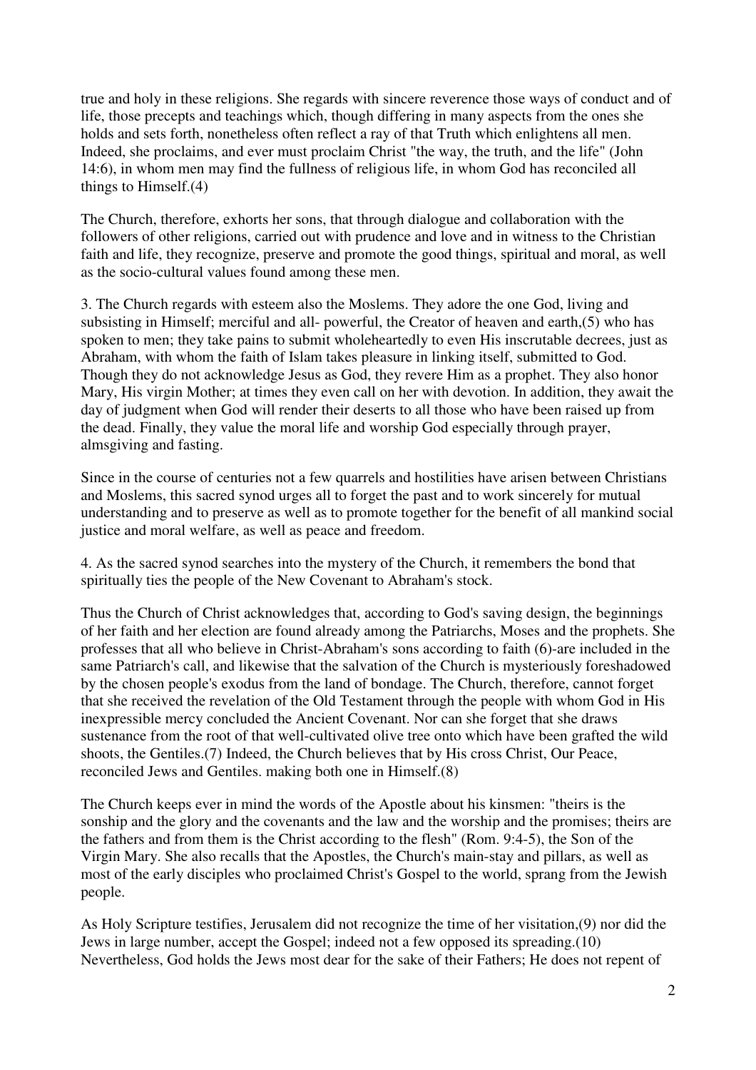true and holy in these religions. She regards with sincere reverence those ways of conduct and of life, those precepts and teachings which, though differing in many aspects from the ones she holds and sets forth, nonetheless often reflect a ray of that Truth which enlightens all men. Indeed, she proclaims, and ever must proclaim Christ "the way, the truth, and the life" (John 14:6), in whom men may find the fullness of religious life, in whom God has reconciled all things to Himself.(4)

The Church, therefore, exhorts her sons, that through dialogue and collaboration with the followers of other religions, carried out with prudence and love and in witness to the Christian faith and life, they recognize, preserve and promote the good things, spiritual and moral, as well as the socio-cultural values found among these men.

3. The Church regards with esteem also the Moslems. They adore the one God, living and subsisting in Himself; merciful and all- powerful, the Creator of heaven and earth,(5) who has spoken to men; they take pains to submit wholeheartedly to even His inscrutable decrees, just as Abraham, with whom the faith of Islam takes pleasure in linking itself, submitted to God. Though they do not acknowledge Jesus as God, they revere Him as a prophet. They also honor Mary, His virgin Mother; at times they even call on her with devotion. In addition, they await the day of judgment when God will render their deserts to all those who have been raised up from the dead. Finally, they value the moral life and worship God especially through prayer, almsgiving and fasting.

Since in the course of centuries not a few quarrels and hostilities have arisen between Christians and Moslems, this sacred synod urges all to forget the past and to work sincerely for mutual understanding and to preserve as well as to promote together for the benefit of all mankind social justice and moral welfare, as well as peace and freedom.

4. As the sacred synod searches into the mystery of the Church, it remembers the bond that spiritually ties the people of the New Covenant to Abraham's stock.

Thus the Church of Christ acknowledges that, according to God's saving design, the beginnings of her faith and her election are found already among the Patriarchs, Moses and the prophets. She professes that all who believe in Christ-Abraham's sons according to faith (6)-are included in the same Patriarch's call, and likewise that the salvation of the Church is mysteriously foreshadowed by the chosen people's exodus from the land of bondage. The Church, therefore, cannot forget that she received the revelation of the Old Testament through the people with whom God in His inexpressible mercy concluded the Ancient Covenant. Nor can she forget that she draws sustenance from the root of that well-cultivated olive tree onto which have been grafted the wild shoots, the Gentiles.(7) Indeed, the Church believes that by His cross Christ, Our Peace, reconciled Jews and Gentiles. making both one in Himself.(8)

The Church keeps ever in mind the words of the Apostle about his kinsmen: "theirs is the sonship and the glory and the covenants and the law and the worship and the promises; theirs are the fathers and from them is the Christ according to the flesh" (Rom. 9:4-5), the Son of the Virgin Mary. She also recalls that the Apostles, the Church's main-stay and pillars, as well as most of the early disciples who proclaimed Christ's Gospel to the world, sprang from the Jewish people.

As Holy Scripture testifies, Jerusalem did not recognize the time of her visitation,(9) nor did the Jews in large number, accept the Gospel; indeed not a few opposed its spreading.(10) Nevertheless, God holds the Jews most dear for the sake of their Fathers; He does not repent of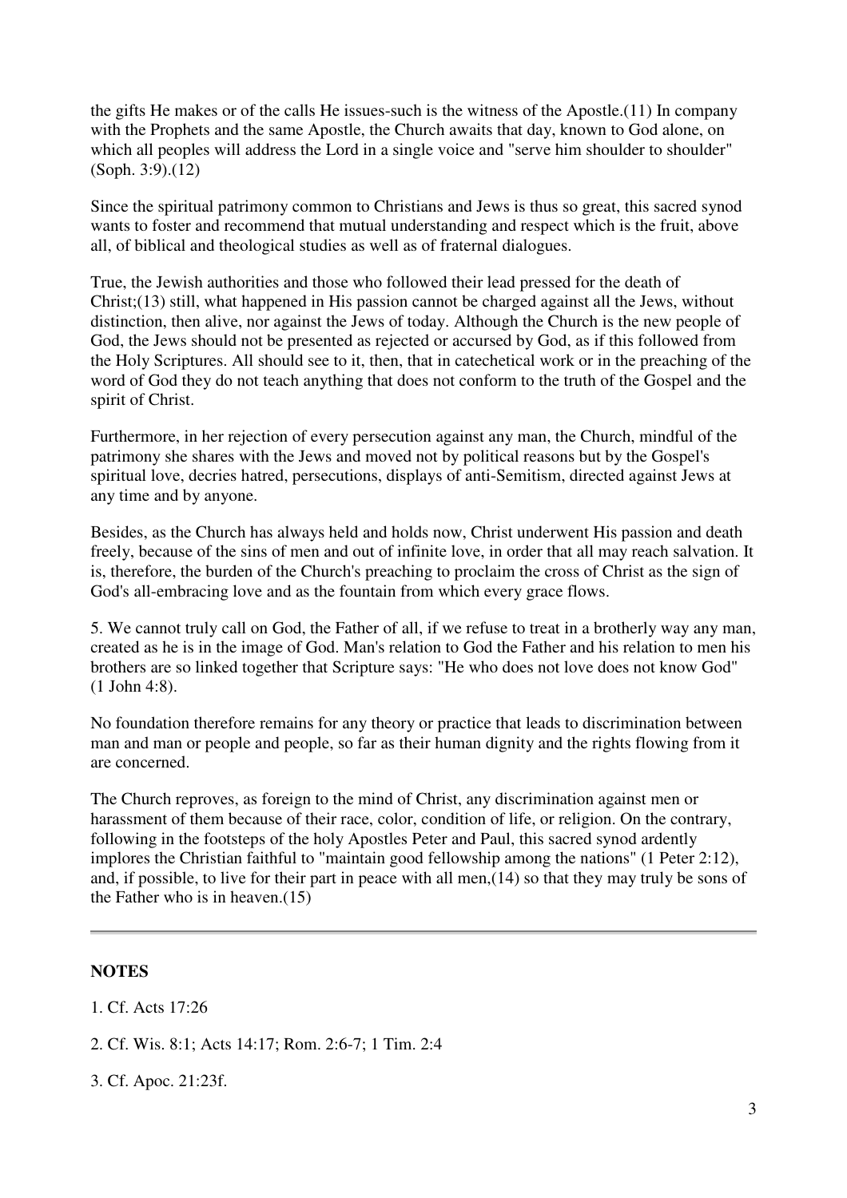the gifts He makes or of the calls He issues-such is the witness of the Apostle.(11) In company with the Prophets and the same Apostle, the Church awaits that day, known to God alone, on which all peoples will address the Lord in a single voice and "serve him shoulder to shoulder" (Soph. 3:9).(12)

Since the spiritual patrimony common to Christians and Jews is thus so great, this sacred synod wants to foster and recommend that mutual understanding and respect which is the fruit, above all, of biblical and theological studies as well as of fraternal dialogues.

True, the Jewish authorities and those who followed their lead pressed for the death of Christ;(13) still, what happened in His passion cannot be charged against all the Jews, without distinction, then alive, nor against the Jews of today. Although the Church is the new people of God, the Jews should not be presented as rejected or accursed by God, as if this followed from the Holy Scriptures. All should see to it, then, that in catechetical work or in the preaching of the word of God they do not teach anything that does not conform to the truth of the Gospel and the spirit of Christ.

Furthermore, in her rejection of every persecution against any man, the Church, mindful of the patrimony she shares with the Jews and moved not by political reasons but by the Gospel's spiritual love, decries hatred, persecutions, displays of anti-Semitism, directed against Jews at any time and by anyone.

Besides, as the Church has always held and holds now, Christ underwent His passion and death freely, because of the sins of men and out of infinite love, in order that all may reach salvation. It is, therefore, the burden of the Church's preaching to proclaim the cross of Christ as the sign of God's all-embracing love and as the fountain from which every grace flows.

5. We cannot truly call on God, the Father of all, if we refuse to treat in a brotherly way any man, created as he is in the image of God. Man's relation to God the Father and his relation to men his brothers are so linked together that Scripture says: "He who does not love does not know God" (1 John 4:8).

No foundation therefore remains for any theory or practice that leads to discrimination between man and man or people and people, so far as their human dignity and the rights flowing from it are concerned.

The Church reproves, as foreign to the mind of Christ, any discrimination against men or harassment of them because of their race, color, condition of life, or religion. On the contrary, following in the footsteps of the holy Apostles Peter and Paul, this sacred synod ardently implores the Christian faithful to "maintain good fellowship among the nations" (1 Peter 2:12), and, if possible, to live for their part in peace with all men,(14) so that they may truly be sons of the Father who is in heaven.(15)

---

**NOTES**

1. Cf. Acts 17:26

2. Cf. Wis. 8:1; Acts 14:17; Rom. 2:6-7; 1 Tim. 2:4

3. Cf. Apoc. 21:23f.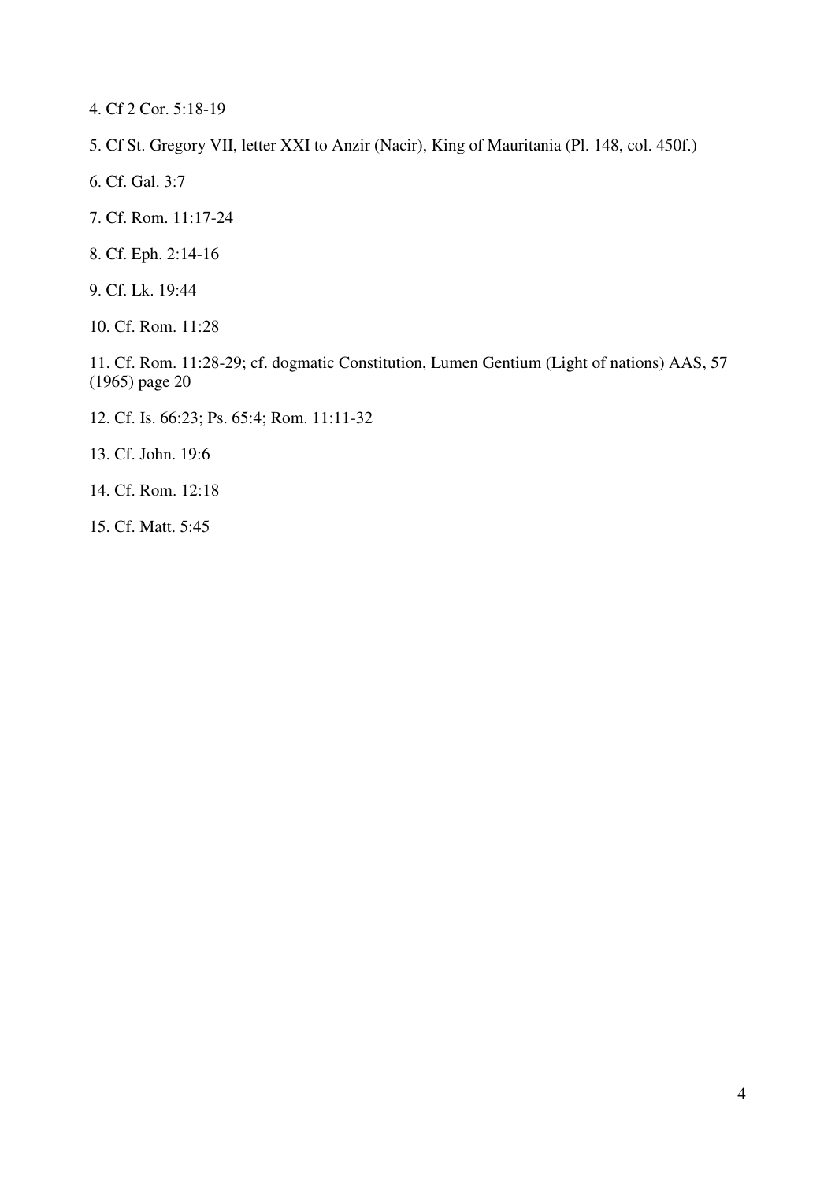4. Cf 2 Cor. 5:18-19

5. Cf St. Gregory VII, letter XXI to Anzir (Nacir), King of Mauritania (Pl. 148, col. 450f.)

6. Cf. Gal. 3:7

7. Cf. Rom. 11:17-24

8. Cf. Eph. 2:14-16

9. Cf. Lk. 19:44

10. Cf. Rom. 11:28

11. Cf. Rom. 11:28-29; cf. dogmatic Constitution, Lumen Gentium (Light of nations) AAS, 57 (1965) page 20

12. Cf. Is. 66:23; Ps. 65:4; Rom. 11:11-32

13. Cf. John. 19:6

14. Cf. Rom. 12:18

15. Cf. Matt. 5:45